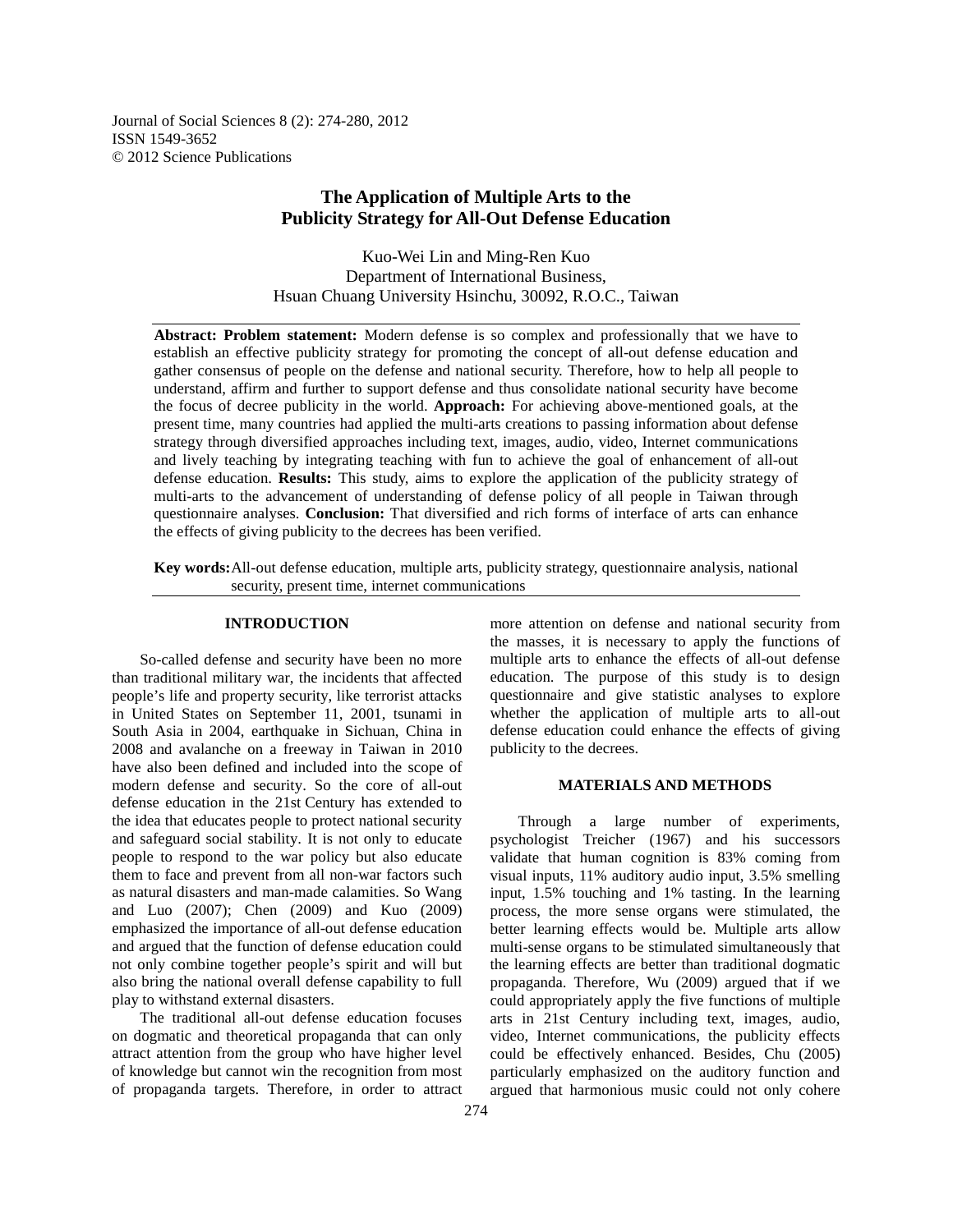Journal of Social Sciences 8 (2): 274-280, 2012
ISSN 1549-3652
© 2012 Science Publications

# The Application of Multiple Arts to the Publicity Strategy for All-Out Defense Education

Kuo-Wei Lin and Ming-Ren Kuo
Department of International Business,
Hsuan Chuang University Hsinchu, 30092, R.O.C., Taiwan

**Abstract: Problem statement:** Modern defense is so complex and professionally that we have to establish an effective publicity strategy for promoting the concept of all-out defense education and gather consensus of people on the defense and national security. Therefore, how to help all people to understand, affirm and further to support defense and thus consolidate national security have become the focus of decree publicity in the world. **Approach:** For achieving above-mentioned goals, at the present time, many countries had applied the multi-arts creations to passing information about defense strategy through diversified approaches including text, images, audio, video, Internet communications and lively teaching by integrating teaching with fun to achieve the goal of enhancement of all-out defense education. **Results:** This study, aims to explore the application of the publicity strategy of multi-arts to the advancement of understanding of defense policy of all people in Taiwan through questionnaire analyses. **Conclusion:** That diversified and rich forms of interface of arts can enhance the effects of giving publicity to the decrees has been verified.

**Key words:** All-out defense education, multiple arts, publicity strategy, questionnaire analysis, national security, present time, internet communications

## INTRODUCTION

So-called defense and security have been no more than traditional military war, the incidents that affected people's life and property security, like terrorist attacks in United States on September 11, 2001, tsunami in South Asia in 2004, earthquake in Sichuan, China in 2008 and avalanche on a freeway in Taiwan in 2010 have also been defined and included into the scope of modern defense and security. So the core of all-out defense education in the 21st Century has extended to the idea that educates people to protect national security and safeguard social stability. It is not only to educate people to respond to the war policy but also educate them to face and prevent from all non-war factors such as natural disasters and man-made calamities. So Wang and Luo (2007); Chen (2009) and Kuo (2009) emphasized the importance of all-out defense education and argued that the function of defense education could not only combine together people's spirit and will but also bring the national overall defense capability to full play to withstand external disasters.

The traditional all-out defense education focuses on dogmatic and theoretical propaganda that can only attract attention from the group who have higher level of knowledge but cannot win the recognition from most of propaganda targets. Therefore, in order to attract more attention on defense and national security from the masses, it is necessary to apply the functions of multiple arts to enhance the effects of all-out defense education. The purpose of this study is to design questionnaire and give statistic analyses to explore whether the application of multiple arts to all-out defense education could enhance the effects of giving publicity to the decrees.

## MATERIALS AND METHODS

Through a large number of experiments, psychologist Treicher (1967) and his successors validate that human cognition is 83% coming from visual inputs, 11% auditory audio input, 3.5% smelling input, 1.5% touching and 1% tasting. In the learning process, the more sense organs were stimulated, the better learning effects would be. Multiple arts allow multi-sense organs to be stimulated simultaneously that the learning effects are better than traditional dogmatic propaganda. Therefore, Wu (2009) argued that if we could appropriately apply the five functions of multiple arts in 21st Century including text, images, audio, video, Internet communications, the publicity effects could be effectively enhanced. Besides, Chu (2005) particularly emphasized on the auditory function and argued that harmonious music could not only cohere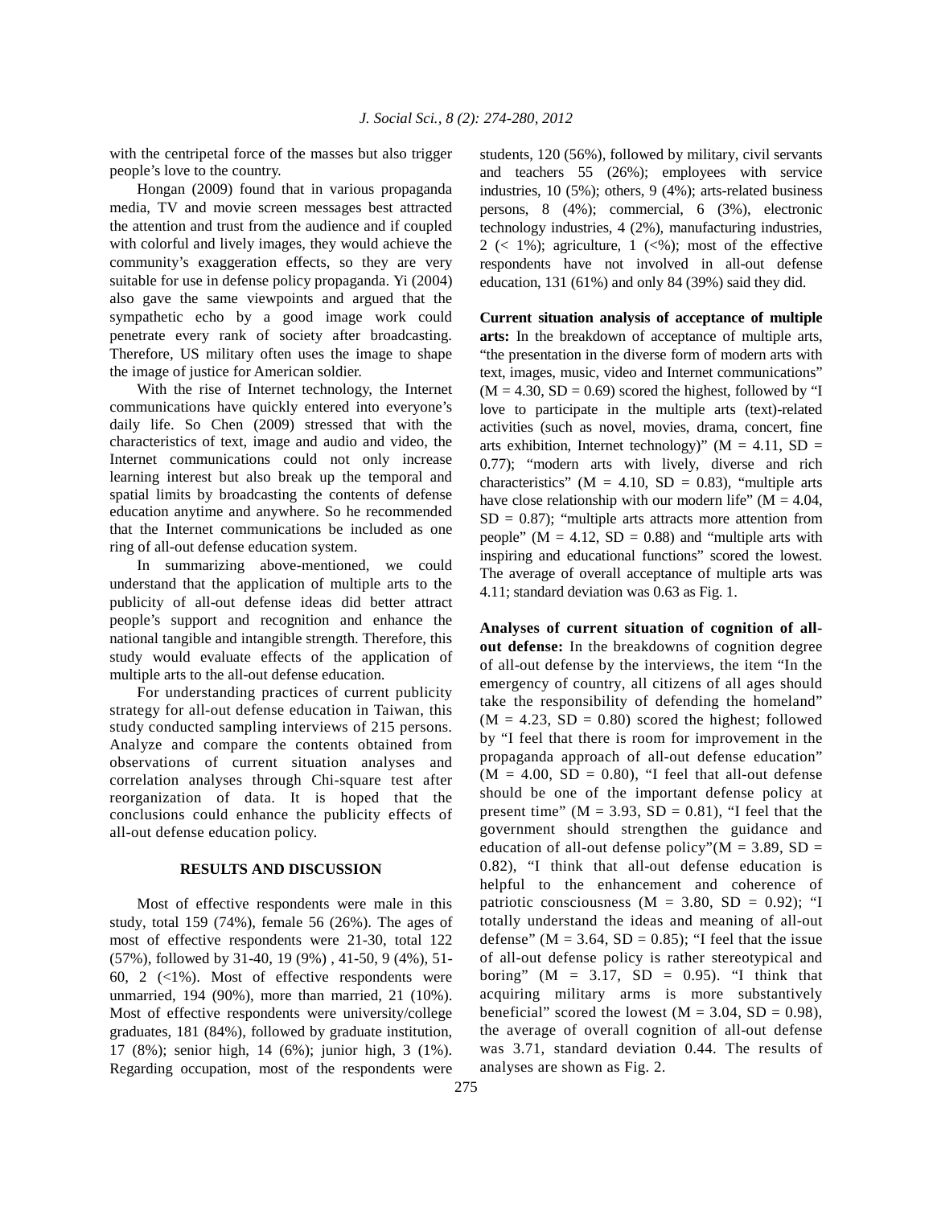with the centripetal force of the masses but also trigger people's love to the country.

Hongan (2009) found that in various propaganda media, TV and movie screen messages best attracted the attention and trust from the audience and if coupled with colorful and lively images, they would achieve the community's exaggeration effects, so they are very suitable for use in defense policy propaganda. Yi (2004) also gave the same viewpoints and argued that the sympathetic echo by a good image work could penetrate every rank of society after broadcasting. Therefore, US military often uses the image to shape the image of justice for American soldier.

With the rise of Internet technology, the Internet communications have quickly entered into everyone's daily life. So Chen (2009) stressed that with the characteristics of text, image and audio and video, the Internet communications could not only increase learning interest but also break up the temporal and spatial limits by broadcasting the contents of defense education anytime and anywhere. So he recommended that the Internet communications be included as one ring of all-out defense education system.

In summarizing above-mentioned, we could understand that the application of multiple arts to the publicity of all-out defense ideas did better attract people's support and recognition and enhance the national tangible and intangible strength. Therefore, this study would evaluate effects of the application of multiple arts to the all-out defense education.

For understanding practices of current publicity strategy for all-out defense education in Taiwan, this study conducted sampling interviews of 215 persons. Analyze and compare the contents obtained from observations of current situation analyses and correlation analyses through Chi-square test after reorganization of data. It is hoped that the conclusions could enhance the publicity effects of all-out defense education policy.

## RESULTS AND DISCUSSION

Most of effective respondents were male in this study, total 159 (74%), female 56 (26%). The ages of most of effective respondents were 21-30, total 122 (57%), followed by 31-40, 19 (9%) , 41-50, 9 (4%), 51-60, 2 (<1%). Most of effective respondents were unmarried, 194 (90%), more than married, 21 (10%). Most of effective respondents were university/college graduates, 181 (84%), followed by graduate institution, 17 (8%); senior high, 14 (6%); junior high, 3 (1%). Regarding occupation, most of the respondents were students, 120 (56%), followed by military, civil servants and teachers 55 (26%); employees with service industries, 10 (5%); others, 9 (4%); arts-related business persons, 8 (4%); commercial, 6 (3%), electronic technology industries, 4 (2%), manufacturing industries, 2 (< 1%); agriculture, 1 (<%); most of the effective respondents have not involved in all-out defense education, 131 (61%) and only 84 (39%) said they did.

**Current situation analysis of acceptance of multiple arts:** In the breakdown of acceptance of multiple arts, "the presentation in the diverse form of modern arts with text, images, music, video and Internet communications" ($M = 4.30$, $SD = 0.69$) scored the highest, followed by "I love to participate in the multiple arts (text)-related activities (such as novel, movies, drama, concert, fine arts exhibition, Internet technology)" ($M = 4.11$, $SD = 0.77$); "modern arts with lively, diverse and rich characteristics" ($M = 4.10$, $SD = 0.83$), "multiple arts have close relationship with our modern life" ($M = 4.04$, $SD = 0.87$); "multiple arts attracts more attention from people" ($M = 4.12$, $SD = 0.88$) and "multiple arts with inspiring and educational functions" scored the lowest. The average of overall acceptance of multiple arts was 4.11; standard deviation was 0.63 as Fig. 1.

**Analyses of current situation of cognition of all-out defense:** In the breakdowns of cognition degree of all-out defense by the interviews, the item "In the emergency of country, all citizens of all ages should take the responsibility of defending the homeland" ($M = 4.23$, $SD = 0.80$) scored the highest; followed by "I feel that there is room for improvement in the propaganda approach of all-out defense education" ($M = 4.00$, $SD = 0.80$), "I feel that all-out defense should be one of the important defense policy at present time" ($M = 3.93$, $SD = 0.81$), "I feel that the government should strengthen the guidance and education of all-out defense policy"($M = 3.89$, $SD = 0.82$), "I think that all-out defense education is helpful to the enhancement and coherence of patriotic consciousness ($M = 3.80$, $SD = 0.92$); "I totally understand the ideas and meaning of all-out defense" ($M = 3.64$, $SD = 0.85$); "I feel that the issue of all-out defense policy is rather stereotypical and boring" ($M = 3.17$, $SD = 0.95$). "I think that acquiring military arms is more substantively beneficial" scored the lowest ($M = 3.04$, $SD = 0.98$), the average of overall cognition of all-out defense was 3.71, standard deviation 0.44. The results of analyses are shown as Fig. 2.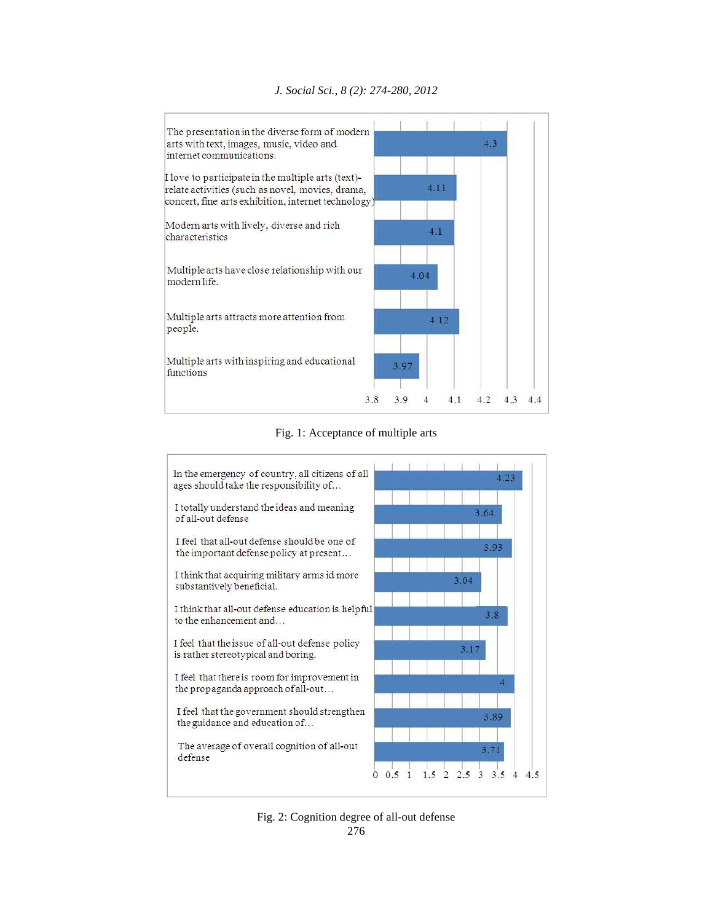| | |
|---|---|
| The presentation in the diverse form of modern arts with text, images, music, video and internet communications. | 4.3 |
| I love to participate in the multiple arts (text)-relate activities (such as novel, movies, drama, concert, fine arts exhibition, internet technology) | 4.11 |
| Modern arts with lively, diverse and rich characteristics | 4.1 |
| Multiple arts have close relationship with our modern life. | 4.04 |
| Multiple arts attracts more attention from people. | 4.12 |
| Multiple arts with inspiring and educational functions | 3.97 |

Fig. 1: Acceptance of multiple arts

| | |
|---|---|
| In the emergency of country, all citizens of all ages should take the responsibility of... | 4.23 |
| I totally understand the ideas and meaning of all-out defense | 3.64 |
| I feel that all-out defense should be one of the important defense policy at present... | 3.93 |
| I think that acquiring military arms id more substantively beneficial. | 3.04 |
| I think that all-out defense education is helpful to the enhancement and... | 3.8 |
| I feel that the issue of all-out defense policy is rather stereotypical and boring. | 3.17 |
| I feel that there is room for improvement in the propaganda approach of all-out... | 4 |
| I feel that the government should strengthen the guidance and education of... | 3.89 |
| The average of overall cognition of all-out defense | 3.71 |

Fig. 2: Cognition degree of all-out defense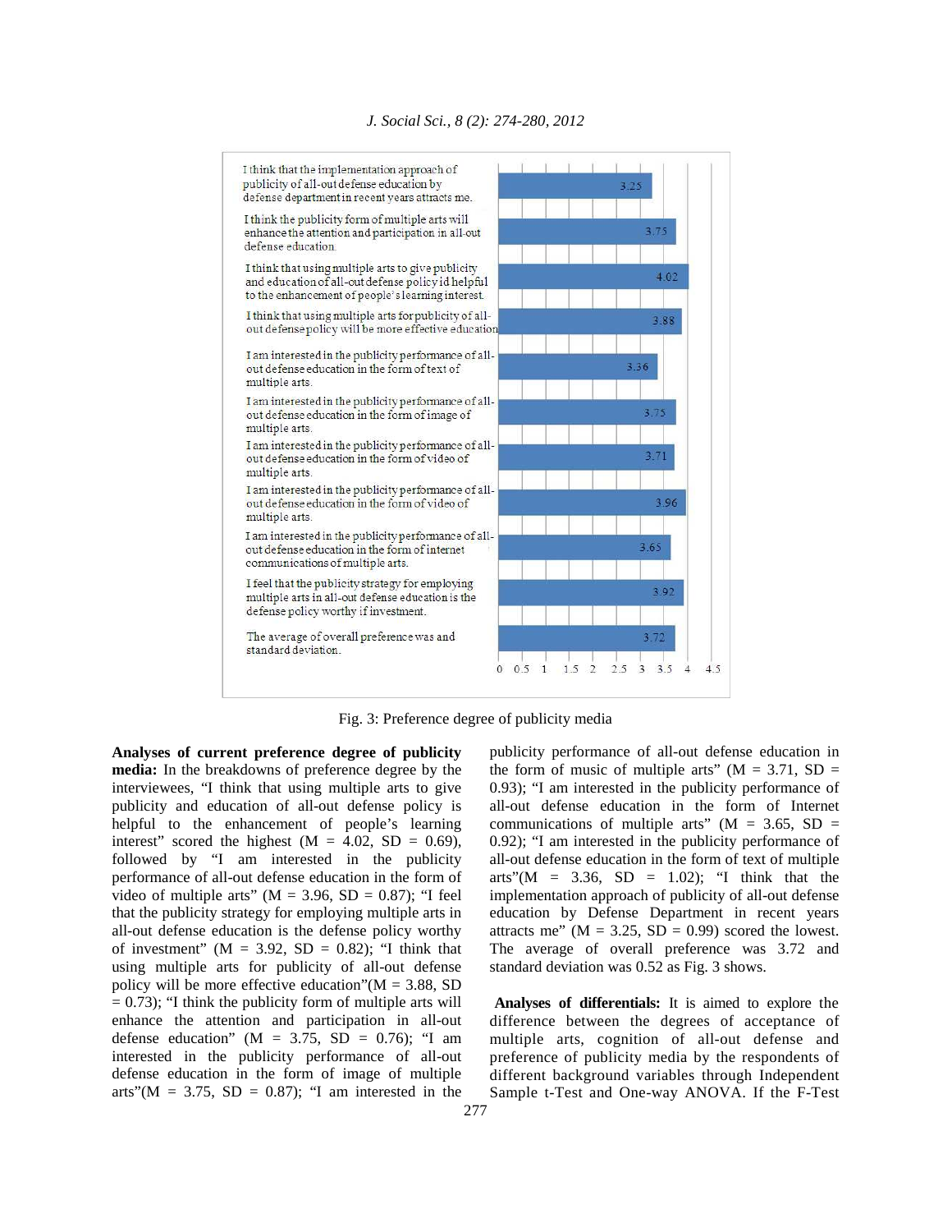| Item | Value |
|---|---|
| I think that the implementation approach of publicity of all-out defense education by defense department in recent years attracts me. | 3.25 |
| I think the publicity form of multiple arts will enhance the attention and participation in all-out defense education. | 3.75 |
| I think that using multiple arts to give publicity and education of all-out defense policy id helpful to the enhancement of people's learning interest. | 4.02 |
| I think that using multiple arts for publicity of all-out defense policy will be more effective education | 3.88 |
| I am interested in the publicity performance of all-out defense education in the form of text of multiple arts. | 3.36 |
| I am interested in the publicity performance of all-out defense education in the form of image of multiple arts. | 3.75 |
| I am interested in the publicity performance of all-out defense education in the form of video of multiple arts. | 3.71 |
| I am interested in the publicity performance of all-out defense education in the form of video of multiple arts. | 3.96 |
| I am interested in the publicity performance of all-out defense education in the form of internet communications of multiple arts. | 3.65 |
| I feel that the publicity strategy for employing multiple arts in all-out defense education is the defense policy worthy if investment. | 3.92 |
| The average of overall preference was and standard deviation. | 3.72 |

Fig. 3: Preference degree of publicity media

**Analyses of current preference degree of publicity media:** In the breakdowns of preference degree by the interviewees, "I think that using multiple arts to give publicity and education of all-out defense policy is helpful to the enhancement of people's learning interest" scored the highest (M = 4.02, SD = 0.69), followed by "I am interested in the publicity performance of all-out defense education in the form of video of multiple arts" (M = 3.96, SD = 0.87); "I feel that the publicity strategy for employing multiple arts in all-out defense education is the defense policy worthy of investment" (M = 3.92, SD = 0.82); "I think that using multiple arts for publicity of all-out defense policy will be more effective education"(M = 3.88, SD = 0.73); "I think the publicity form of multiple arts will enhance the attention and participation in all-out defense education" (M = 3.75, SD = 0.76); "I am interested in the publicity performance of all-out defense education in the form of image of multiple arts"(M = 3.75, SD = 0.87); "I am interested in the publicity performance of all-out defense education in the form of music of multiple arts" (M = 3.71, SD = 0.93); "I am interested in the publicity performance of all-out defense education in the form of Internet communications of multiple arts" (M = 3.65, SD = 0.92); "I am interested in the publicity performance of all-out defense education in the form of text of multiple arts"(M = 3.36, SD = 1.02); "I think that the implementation approach of publicity of all-out defense education by Defense Department in recent years attracts me" (M = 3.25, SD = 0.99) scored the lowest. The average of overall preference was 3.72 and standard deviation was 0.52 as Fig. 3 shows.

**Analyses of differentials:** It is aimed to explore the difference between the degrees of acceptance of multiple arts, cognition of all-out defense and preference of publicity media by the respondents of different background variables through Independent Sample t-Test and One-way ANOVA. If the F-Test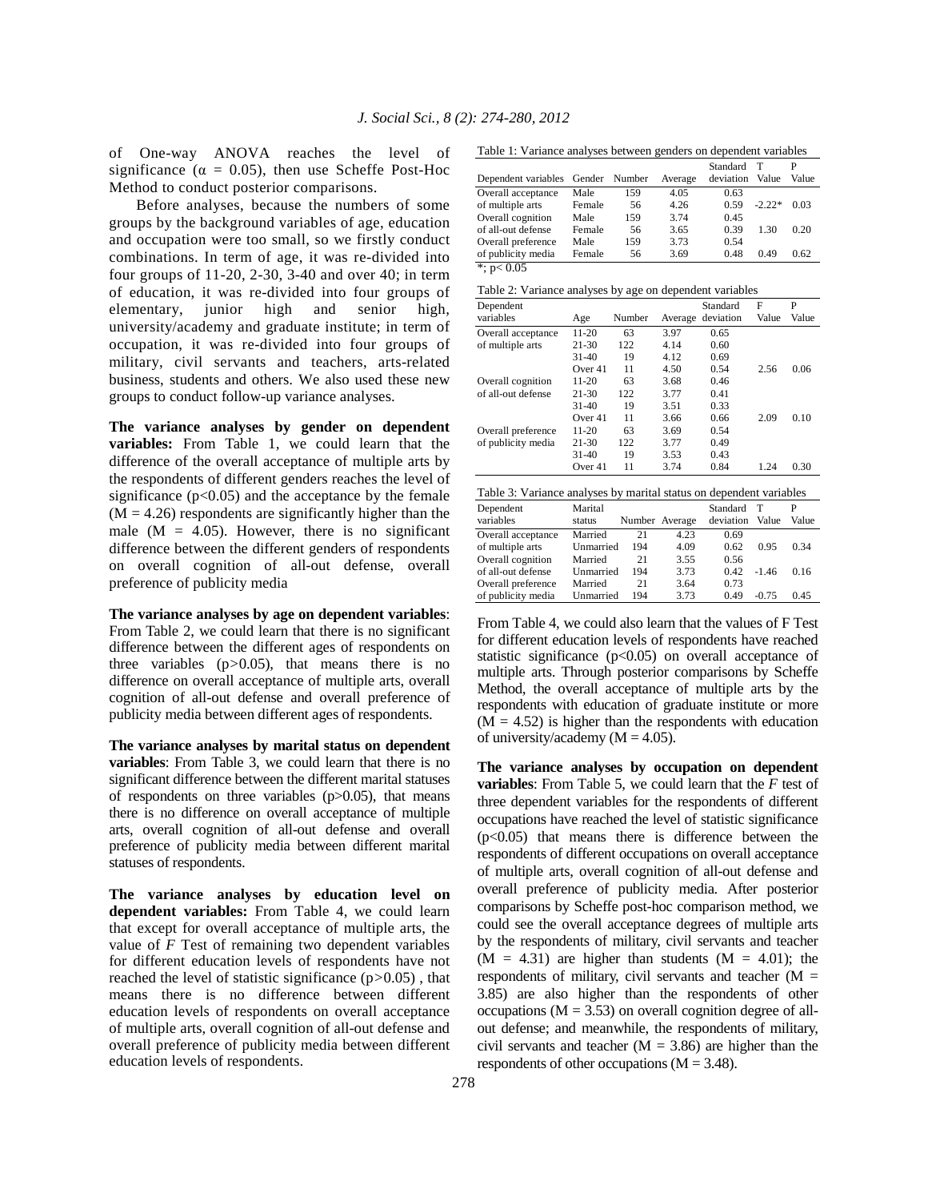of One-way ANOVA reaches the level of significance ($\alpha = 0.05$), then use Scheffe Post-Hoc Method to conduct posterior comparisons.

Before analyses, because the numbers of some groups by the background variables of age, education and occupation were too small, so we firstly conduct combinations. In term of age, it was re-divided into four groups of 11-20, 2-30, 3-40 and over 40; in term of education, it was re-divided into four groups of elementary, junior high and senior high, university/academy and graduate institute; in term of occupation, it was re-divided into four groups of military, civil servants and teachers, arts-related business, students and others. We also used these new groups to conduct follow-up variance analyses.

**The variance analyses by gender on dependent variables:** From Table 1, we could learn that the difference of the overall acceptance of multiple arts by the respondents of different genders reaches the level of significance ($p<0.05$) and the acceptance by the female ($M = 4.26$) respondents are significantly higher than the male ($M = 4.05$). However, there is no significant difference between the different genders of respondents on overall cognition of all-out defense, overall preference of publicity media

**The variance analyses by age on dependent variables**: From Table 2, we could learn that there is no significant difference between the different ages of respondents on three variables ($p>0.05$), that means there is no difference on overall acceptance of multiple arts, overall cognition of all-out defense and overall preference of publicity media between different ages of respondents.

**The variance analyses by marital status on dependent variables**: From Table 3, we could learn that there is no significant difference between the different marital statuses of respondents on three variables ($p>0.05$), that means there is no difference on overall acceptance of multiple arts, overall cognition of all-out defense and overall preference of publicity media between different marital statuses of respondents.

**The variance analyses by education level on dependent variables:** From Table 4, we could learn that except for overall acceptance of multiple arts, the value of *F* Test of remaining two dependent variables for different education levels of respondents have not reached the level of statistic significance ($p>0.05$) , that means there is no difference between different education levels of respondents on overall acceptance of multiple arts, overall cognition of all-out defense and overall preference of publicity media between different education levels of respondents.

Table 1: Variance analyses between genders on dependent variables

| Dependent variables | Gender | Number | Average | Standard deviation | T Value | P Value |
|---|---|---|---|---|---|---|
| Overall acceptance | Male | 159 | 4.05 | 0.63 | | |
| of multiple arts | Female | 56 | 4.26 | 0.59 | -2.22* | 0.03 |
| Overall cognition | Male | 159 | 3.74 | 0.45 | | |
| of all-out defense | Female | 56 | 3.65 | 0.39 | 1.30 | 0.20 |
| Overall preference | Male | 159 | 3.73 | 0.54 | | |
| of publicity media | Female | 56 | 3.69 | 0.48 | 0.49 | 0.62 |

*; $p< 0.05$

Table 2: Variance analyses by age on dependent variables

| Dependent variables | Age | Number | Average | Standard deviation | F Value | P Value |
|---|---|---|---|---|---|---|
| Overall acceptance | 11-20 | 63 | 3.97 | 0.65 | | |
| of multiple arts | 21-30 | 122 | 4.14 | 0.60 | | |
| | 31-40 | 19 | 4.12 | 0.69 | | |
| | Over 41 | 11 | 4.50 | 0.54 | 2.56 | 0.06 |
| Overall cognition | 11-20 | 63 | 3.68 | 0.46 | | |
| of all-out defense | 21-30 | 122 | 3.77 | 0.41 | | |
| | 31-40 | 19 | 3.51 | 0.33 | | |
| | Over 41 | 11 | 3.66 | 0.66 | 2.09 | 0.10 |
| Overall preference | 11-20 | 63 | 3.69 | 0.54 | | |
| of publicity media | 21-30 | 122 | 3.77 | 0.49 | | |
| | 31-40 | 19 | 3.53 | 0.43 | | |
| | Over 41 | 11 | 3.74 | 0.84 | 1.24 | 0.30 |

Table 3: Variance analyses by marital status on dependent variables

| Dependent variables | Marital status | Number | Average | Standard deviation | T Value | P Value |
|---|---|---|---|---|---|---|
| Overall acceptance | Married | 21 | 4.23 | 0.69 | | |
| of multiple arts | Unmarried | 194 | 4.09 | 0.62 | 0.95 | 0.34 |
| Overall cognition | Married | 21 | 3.55 | 0.56 | | |
| of all-out defense | Unmarried | 194 | 3.73 | 0.42 | -1.46 | 0.16 |
| Overall preference | Married | 21 | 3.64 | 0.73 | | |
| of publicity media | Unmarried | 194 | 3.73 | 0.49 | -0.75 | 0.45 |

From Table 4, we could also learn that the values of F Test for different education levels of respondents have reached statistic significance ($p<0.05$) on overall acceptance of multiple arts. Through posterior comparisons by Scheffe Method, the overall acceptance of multiple arts by the respondents with education of graduate institute or more ($M = 4.52$) is higher than the respondents with education of university/academy ($M = 4.05$).

**The variance analyses by occupation on dependent variables**: From Table 5, we could learn that the *F* test of three dependent variables for the respondents of different occupations have reached the level of statistic significance ($p<0.05$) that means there is difference between the respondents of different occupations on overall acceptance of multiple arts, overall cognition of all-out defense and overall preference of publicity media. After posterior comparisons by Scheffe post-hoc comparison method, we could see the overall acceptance degrees of multiple arts by the respondents of military, civil servants and teacher ($M = 4.31$) are higher than students ($M = 4.01$); the respondents of military, civil servants and teacher ($M = 3.85$) are also higher than the respondents of other occupations ($M = 3.53$) on overall cognition degree of all-out defense; and meanwhile, the respondents of military, civil servants and teacher ($M = 3.86$) are higher than the respondents of other occupations ($M = 3.48$).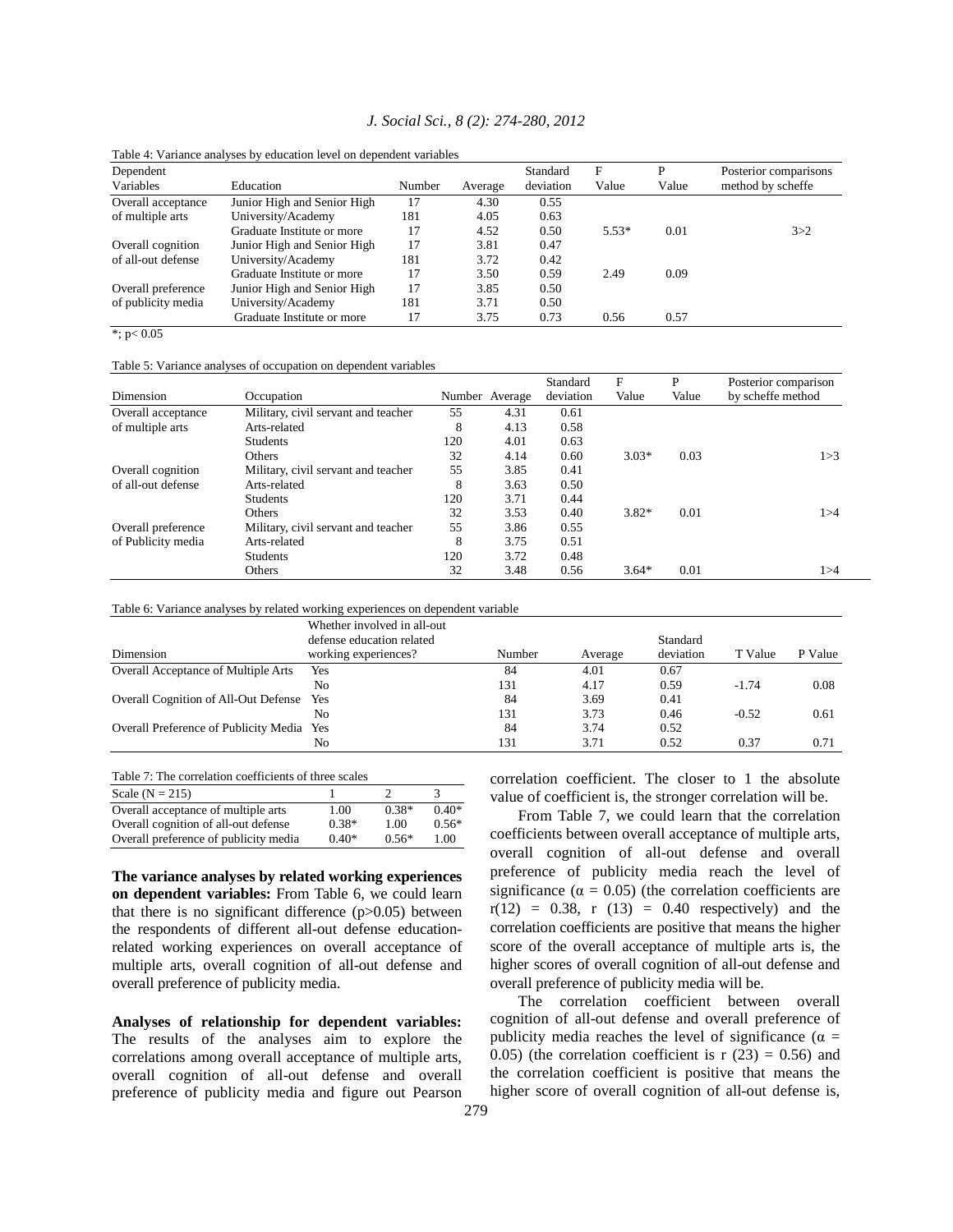Table 4: Variance analyses by education level on dependent variables

| Dependent Variables | Education | Number | Average | Standard deviation | F Value | P Value | Posterior comparisons method by scheffe |
|---|---|---|---|---|---|---|---|
| Overall acceptance | Junior High and Senior High | 17 | 4.30 | 0.55 | | | |
| of multiple arts | University/Academy | 181 | 4.05 | 0.63 | | | |
| | Graduate Institute or more | 17 | 4.52 | 0.50 | 5.53* | 0.01 | 3>2 |
| Overall cognition | Junior High and Senior High | 17 | 3.81 | 0.47 | | | |
| of all-out defense | University/Academy | 181 | 3.72 | 0.42 | | | |
| | Graduate Institute or more | 17 | 3.50 | 0.59 | 2.49 | 0.09 | |
| Overall preference | Junior High and Senior High | 17 | 3.85 | 0.50 | | | |
| of publicity media | University/Academy | 181 | 3.71 | 0.50 | | | |
| | Graduate Institute or more | 17 | 3.75 | 0.73 | 0.56 | 0.57 | |

*; $p < 0.05$

Table 5: Variance analyses of occupation on dependent variables

| Dimension | Occupation | Number | Average | Standard deviation | F Value | P Value | Posterior comparison by scheffe method |
|---|---|---|---|---|---|---|---|
| Overall acceptance | Military, civil servant and teacher | 55 | 4.31 | 0.61 | | | |
| of multiple arts | Arts-related | 8 | 4.13 | 0.58 | | | |
| | Students | 120 | 4.01 | 0.63 | | | |
| | Others | 32 | 4.14 | 0.60 | 3.03* | 0.03 | 1>3 |
| Overall cognition | Military, civil servant and teacher | 55 | 3.85 | 0.41 | | | |
| of all-out defense | Arts-related | 8 | 3.63 | 0.50 | | | |
| | Students | 120 | 3.71 | 0.44 | | | |
| | Others | 32 | 3.53 | 0.40 | 3.82* | 0.01 | 1>4 |
| Overall preference | Military, civil servant and teacher | 55 | 3.86 | 0.55 | | | |
| of Publicity media | Arts-related | 8 | 3.75 | 0.51 | | | |
| | Students | 120 | 3.72 | 0.48 | | | |
| | Others | 32 | 3.48 | 0.56 | 3.64* | 0.01 | 1>4 |

Table 6: Variance analyses by related working experiences on dependent variable

| Dimension | Whether involved in all-out defense education related working experiences? | Number | Average | Standard deviation | T Value | P Value |
|---|---|---|---|---|---|---|
| Overall Acceptance of Multiple Arts | Yes | 84 | 4.01 | 0.67 | | |
| | No | 131 | 4.17 | 0.59 | -1.74 | 0.08 |
| Overall Cognition of All-Out Defense | Yes | 84 | 3.69 | 0.41 | | |
| | No | 131 | 3.73 | 0.46 | -0.52 | 0.61 |
| Overall Preference of Publicity Media | Yes | 84 | 3.74 | 0.52 | | |
| | No | 131 | 3.71 | 0.52 | 0.37 | 0.71 |

Table 7: The correlation coefficients of three scales

| Scale (N = 215) | 1 | 2 | 3 |
|---|---|---|---|
| Overall acceptance of multiple arts | 1.00 | 0.38* | 0.40* |
| Overall cognition of all-out defense | 0.38* | 1.00 | 0.56* |
| Overall preference of publicity media | 0.40* | 0.56* | 1.00 |

**The variance analyses by related working experiences on dependent variables:** From Table 6, we could learn that there is no significant difference ($p>0.05$) between the respondents of different all-out defense education-related working experiences on overall acceptance of multiple arts, overall cognition of all-out defense and overall preference of publicity media.

**Analyses of relationship for dependent variables:** The results of the analyses aim to explore the correlations among overall acceptance of multiple arts, overall cognition of all-out defense and overall preference of publicity media and figure out Pearson correlation coefficient. The closer to 1 the absolute value of coefficient is, the stronger correlation will be.

From Table 7, we could learn that the correlation coefficients between overall acceptance of multiple arts, overall cognition of all-out defense and overall preference of publicity media reach the level of significance ($\alpha = 0.05$) (the correlation coefficients are $r(12) = 0.38$, $r(13) = 0.40$ respectively) and the correlation coefficients are positive that means the higher score of the overall acceptance of multiple arts is, the higher scores of overall cognition of all-out defense and overall preference of publicity media will be.

The correlation coefficient between overall cognition of all-out defense and overall preference of publicity media reaches the level of significance ($\alpha = 0.05$) (the correlation coefficient is $r(23) = 0.56$) and the correlation coefficient is positive that means the higher score of overall cognition of all-out defense is,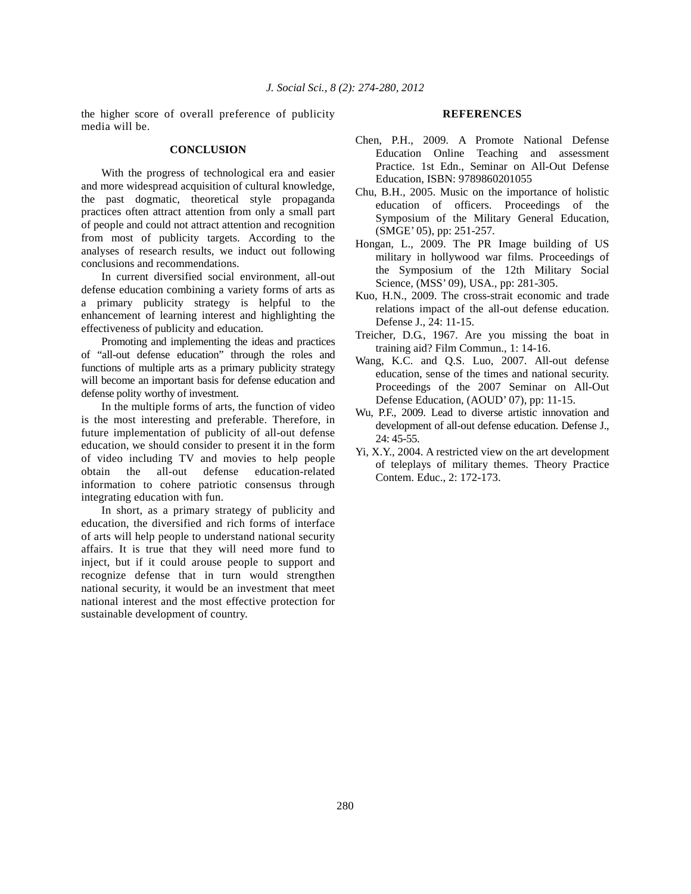the higher score of overall preference of publicity media will be.

## CONCLUSION

With the progress of technological era and easier and more widespread acquisition of cultural knowledge, the past dogmatic, theoretical style propaganda practices often attract attention from only a small part of people and could not attract attention and recognition from most of publicity targets. According to the analyses of research results, we induct out following conclusions and recommendations.

In current diversified social environment, all-out defense education combining a variety forms of arts as a primary publicity strategy is helpful to the enhancement of learning interest and highlighting the effectiveness of publicity and education.

Promoting and implementing the ideas and practices of "all-out defense education" through the roles and functions of multiple arts as a primary publicity strategy will become an important basis for defense education and defense polity worthy of investment.

In the multiple forms of arts, the function of video is the most interesting and preferable. Therefore, in future implementation of publicity of all-out defense education, we should consider to present it in the form of video including TV and movies to help people obtain the all-out defense education-related information to cohere patriotic consensus through integrating education with fun.

In short, as a primary strategy of publicity and education, the diversified and rich forms of interface of arts will help people to understand national security affairs. It is true that they will need more fund to inject, but if it could arouse people to support and recognize defense that in turn would strengthen national security, it would be an investment that meet national interest and the most effective protection for sustainable development of country.

## REFERENCES

Chen, P.H., 2009. A Promote National Defense Education Online Teaching and assessment Practice. 1st Edn., Seminar on All-Out Defense Education, ISBN: 9789860201055

Chu, B.H., 2005. Music on the importance of holistic education of officers. Proceedings of the Symposium of the Military General Education, (SMGE' 05), pp: 251-257.

Hongan, L., 2009. The PR Image building of US military in hollywood war films. Proceedings of the Symposium of the 12th Military Social Science, (MSS' 09), USA., pp: 281-305.

Kuo, H.N., 2009. The cross-strait economic and trade relations impact of the all-out defense education. Defense J., 24: 11-15.

Treicher, D.G., 1967. Are you missing the boat in training aid? Film Commun., 1: 14-16.

Wang, K.C. and Q.S. Luo, 2007. All-out defense education, sense of the times and national security. Proceedings of the 2007 Seminar on All-Out Defense Education, (AOUD' 07), pp: 11-15.

Wu, P.F., 2009. Lead to diverse artistic innovation and development of all-out defense education. Defense J., 24: 45-55.

Yi, X.Y., 2004. A restricted view on the art development of teleplays of military themes. Theory Practice Contem. Educ., 2: 172-173.